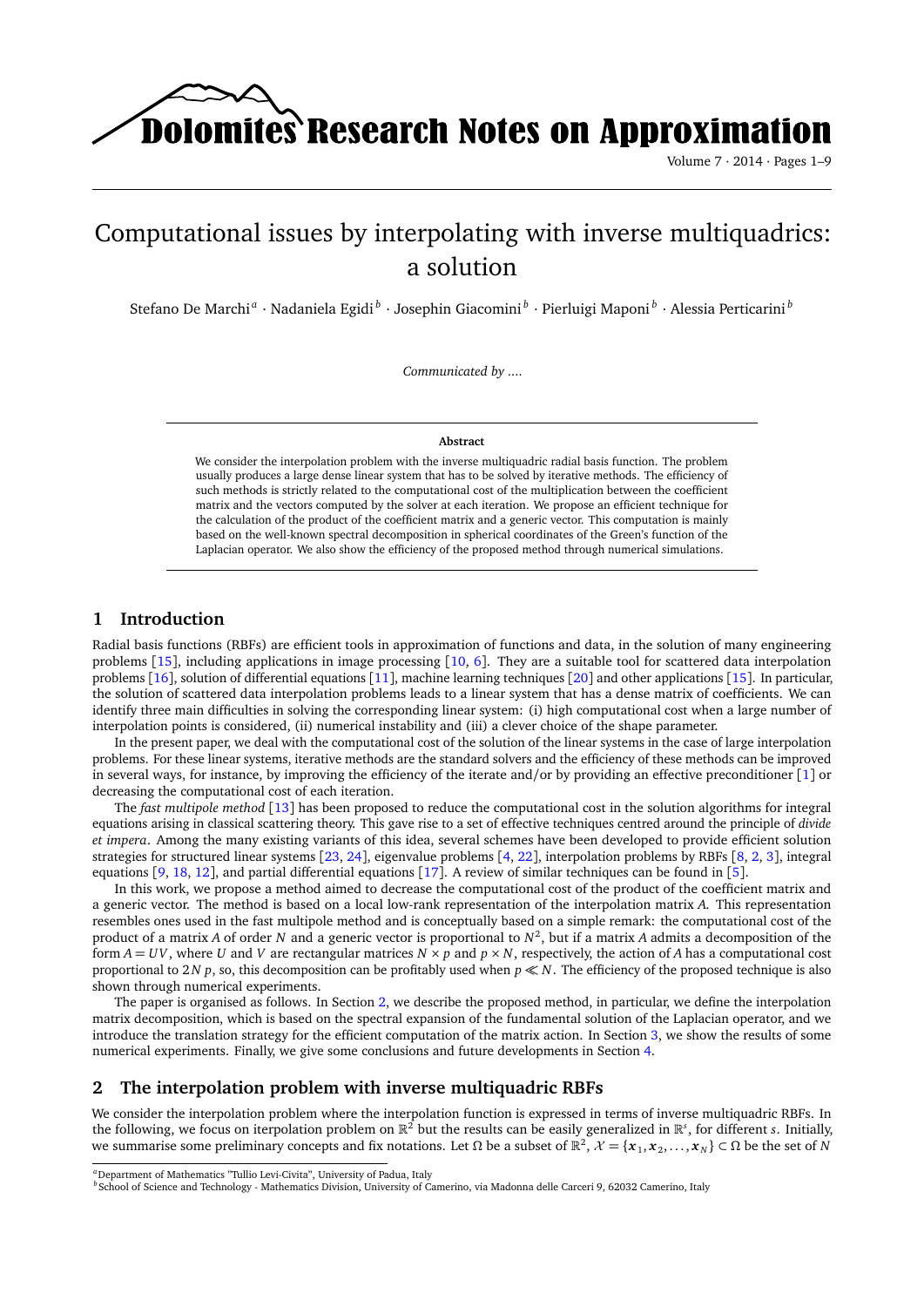# Computational issues by interpolating with inverse multiquadrics: a solution

Stefano De Marchi [a] · Nadaniela Egidi [b] · Josephin Giacomini [b] · Pierluigi Maponi [b] · Alessia Perticarini [b]

*Communicated by ....*

**Abstract**

We consider the interpolation problem with the inverse multiquadric radial basis function. The problem usually produces a large dense linear system that has to be solved by iterative methods. The efficiency of such methods is strictly related to the computational cost of the multiplication between the coefficient matrix and the vectors computed by the solver at each iteration. We propose an efficient technique for the calculation of the product of the coefficient matrix and a generic vector. This computation is mainly based on the well-known spectral decomposition in spherical coordinates of the Green's function of the Laplacian operator. We also show the efficiency of the proposed method through numerical simulations.

## 1 Introduction

Radial basis functions (RBFs) are efficient tools in approximation of functions and data, in the solution of many engineering problems [15], including applications in image processing [10, 6]. They are a suitable tool for scattered data interpolation problems [16], solution of differential equations [11], machine learning techniques [20] and other applications [15]. In particular, the solution of scattered data interpolation problems leads to a linear system that has a dense matrix of coefficients. We can identify three main difficulties in solving the corresponding linear system: (i) high computational cost when a large number of interpolation points is considered, (ii) numerical instability and (iii) a clever choice of the shape parameter.

In the present paper, we deal with the computational cost of the solution of the linear systems in the case of large interpolation problems. For these linear systems, iterative methods are the standard solvers and the efficiency of these methods can be improved in several ways, for instance, by improving the efficiency of the iterate and/or by providing an effective preconditioner [1] or decreasing the computational cost of each iteration.

The *fast multipole method* [13] has been proposed to reduce the computational cost in the solution algorithms for integral equations arising in classical scattering theory. This gave rise to a set of effective techniques centred around the principle of *divide et impera*. Among the many existing variants of this idea, several schemes have been developed to provide efficient solution strategies for structured linear systems [23, 24], eigenvalue problems [4, 22], interpolation problems by RBFs [8, 2, 3], integral equations [9, 18, 12], and partial differential equations [17]. A review of similar techniques can be found in [5].

In this work, we propose a method aimed to decrease the computational cost of the product of the coefficient matrix and a generic vector. The method is based on a local low-rank representation of the interpolation matrix $A$. This representation resembles ones used in the fast multipole method and is conceptually based on a simple remark: the computational cost of the product of a matrix $A$ of order $N$ and a generic vector is proportional to $N^2$, but if a matrix $A$ admits a decomposition of the form $A = UV$, where $U$ and $V$ are rectangular matrices $N \times p$ and $p \times N$, respectively, the action of $A$ has a computational cost proportional to $2N\,p$, so, this decomposition can be profitably used when $p \ll N$. The efficiency of the proposed technique is also shown through numerical experiments.

The paper is organised as follows. In Section 2, we describe the proposed method, in particular, we define the interpolation matrix decomposition, which is based on the spectral expansion of the fundamental solution of the Laplacian operator, and we introduce the translation strategy for the efficient computation of the matrix action. In Section 3, we show the results of some numerical experiments. Finally, we give some conclusions and future developments in Section 4.

## 2 The interpolation problem with inverse multiquadric RBFs

We consider the interpolation problem where the interpolation function is expressed in terms of inverse multiquadric RBFs. In the following, we focus on iterpolation problem on $\mathbb{R}^2$ but the results can be easily generalized in $\mathbb{R}^s$, for different $s$. Initially, we summarise some preliminary concepts and fix notations. Let $\Omega$ be a subset of $\mathbb{R}^2$, $\mathcal{X} = \{\boldsymbol{x}_1, \boldsymbol{x}_2, \ldots, \boldsymbol{x}_N\} \subset \Omega$ be the set of $N$

[a] Department of Mathematics "Tullio Levi-Civita", University of Padua, Italy

[b] School of Science and Technology - Mathematics Division, University of Camerino, via Madonna delle Carceri 9, 62032 Camerino, Italy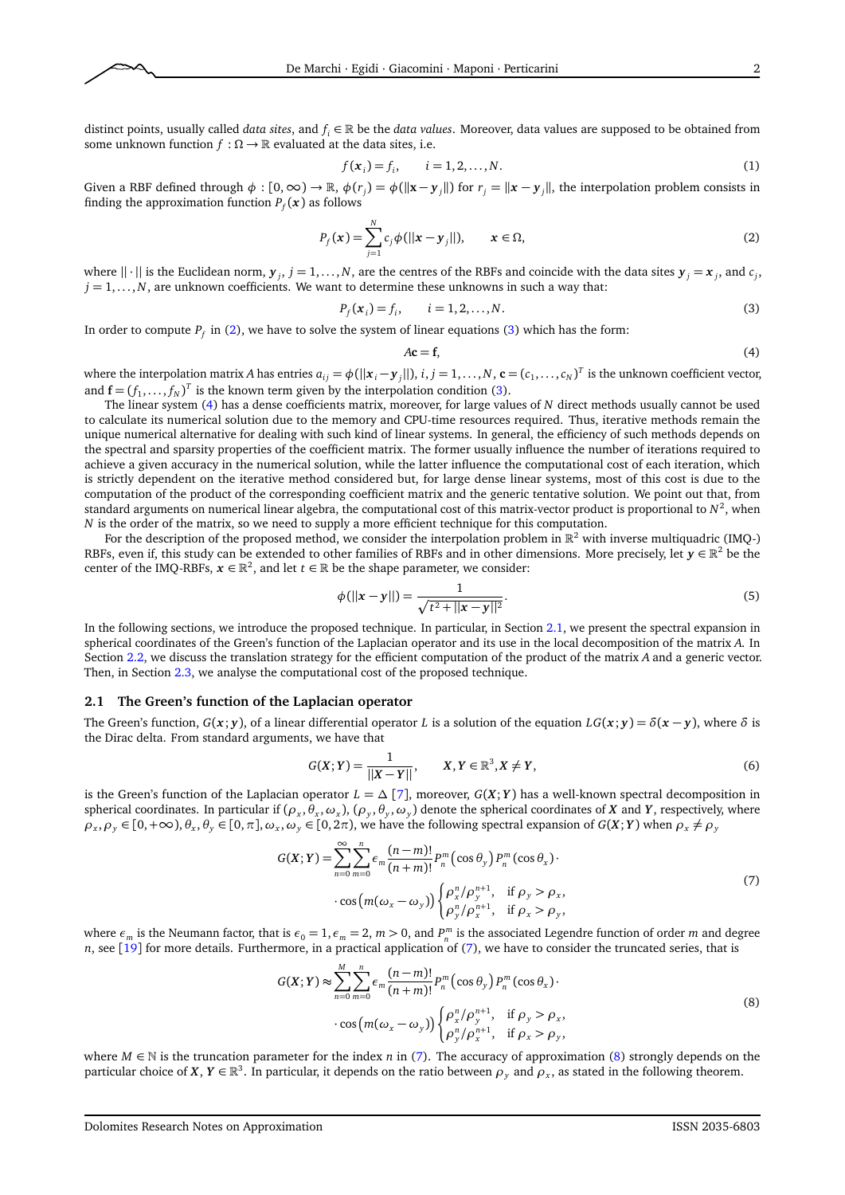distinct points, usually called *data sites*, and $f_i \in \mathbb{R}$ be the *data values*. Moreover, data values are supposed to be obtained from some unknown function $f : \Omega \to \mathbb{R}$ evaluated at the data sites, i.e.

$$f(\boldsymbol{x}_i) = f_i, \qquad i = 1, 2, \ldots, N. \tag{1}$$

Given a RBF defined through $\phi : [0, \infty) \to \mathbb{R}$, $\phi(r_j) = \phi(\|\boldsymbol{x} - \boldsymbol{y}_j\|)$ for $r_j = \|\boldsymbol{x} - \boldsymbol{y}_j\|$, the interpolation problem consists in finding the approximation function $P_f(\boldsymbol{x})$ as follows

$$P_f(\boldsymbol{x}) = \sum_{j=1}^{N} c_j \phi(||\boldsymbol{x} - \boldsymbol{y}_j||), \qquad \boldsymbol{x} \in \Omega, \tag{2}$$

where $||\cdot||$ is the Euclidean norm, $\boldsymbol{y}_j$, $j = 1, \ldots, N$, are the centres of the RBFs and coincide with the data sites $\boldsymbol{y}_j = \boldsymbol{x}_j$, and $c_j$, $j = 1, \ldots, N$, are unknown coefficients. We want to determine these unknowns in such a way that:

$$P_f(\boldsymbol{x}_i) = f_i, \qquad i = 1, 2, \ldots, N. \tag{3}$$

In order to compute $P_f$ in (2), we have to solve the system of linear equations (3) which has the form:

$$A\mathbf{c} = \mathbf{f}, \tag{4}$$

where the interpolation matrix $A$ has entries $a_{ij} = \phi(||\boldsymbol{x}_i - \boldsymbol{y}_j||)$, $i, j = 1, \ldots, N$, $\mathbf{c} = (c_1, \ldots, c_N)^T$ is the unknown coefficient vector, and $\mathbf{f} = (f_1, \ldots, f_N)^T$ is the known term given by the interpolation condition (3).

The linear system (4) has a dense coefficients matrix, moreover, for large values of $N$ direct methods usually cannot be used to calculate its numerical solution due to the memory and CPU-time resources required. Thus, iterative methods remain the unique numerical alternative for dealing with such kind of linear systems. In general, the efficiency of such methods depends on the spectral and sparsity properties of the coefficient matrix. The former usually influence the number of iterations required to achieve a given accuracy in the numerical solution, while the latter influence the computational cost of each iteration, which is strictly dependent on the iterative method considered but, for large dense linear systems, most of this cost is due to the computation of the product of the corresponding coefficient matrix and the generic tentative solution. We point out that, from standard arguments on numerical linear algebra, the computational cost of this matrix-vector product is proportional to $N^2$, when $N$ is the order of the matrix, so we need to supply a more efficient technique for this computation.

For the description of the proposed method, we consider the interpolation problem in $\mathbb{R}^2$ with inverse multiquadric (IMQ-) RBFs, even if, this study can be extended to other families of RBFs and in other dimensions. More precisely, let $\boldsymbol{y} \in \mathbb{R}^2$ be the center of the IMQ-RBFs, $\boldsymbol{x} \in \mathbb{R}^2$, and let $t \in \mathbb{R}$ be the shape parameter, we consider:

$$\phi(||\boldsymbol{x} - \boldsymbol{y}||) = \frac{1}{\sqrt{t^2 + ||\boldsymbol{x} - \boldsymbol{y}||^2}}. \tag{5}$$

In the following sections, we introduce the proposed technique. In particular, in Section 2.1, we present the spectral expansion in spherical coordinates of the Green's function of the Laplacian operator and its use in the local decomposition of the matrix $A$. In Section 2.2, we discuss the translation strategy for the efficient computation of the product of the matrix $A$ and a generic vector. Then, in Section 2.3, we analyse the computational cost of the proposed technique.

### 2.1 The Green's function of the Laplacian operator

The Green's function, $G(\boldsymbol{x}; \boldsymbol{y})$, of a linear differential operator $L$ is a solution of the equation $LG(\boldsymbol{x}; \boldsymbol{y}) = \delta(\boldsymbol{x} - \boldsymbol{y})$, where $\delta$ is the Dirac delta. From standard arguments, we have that

$$G(\boldsymbol{X}; \boldsymbol{Y}) = \frac{1}{||\boldsymbol{X} - \boldsymbol{Y}||}, \qquad \boldsymbol{X}, \boldsymbol{Y} \in \mathbb{R}^3, \boldsymbol{X} \neq \boldsymbol{Y}, \tag{6}$$

is the Green's function of the Laplacian operator $L = \Delta$ [7], moreover, $G(\boldsymbol{X}; \boldsymbol{Y})$ has a well-known spectral decomposition in spherical coordinates. In particular if $(\rho_x, \theta_x, \omega_x)$, $(\rho_y, \theta_y, \omega_y)$ denote the spherical coordinates of $\boldsymbol{X}$ and $\boldsymbol{Y}$, respectively, where $\rho_x, \rho_y \in [0, +\infty)$, $\theta_x, \theta_y \in [0, \pi]$, $\omega_x, \omega_y \in [0, 2\pi)$, we have the following spectral expansion of $G(\boldsymbol{X}; \boldsymbol{Y})$ when $\rho_x \neq \rho_y$

$$\begin{aligned} G(\boldsymbol{X}; \boldsymbol{Y}) = &\sum_{n=0}^{\infty} \sum_{m=0}^{n} \epsilon_m \frac{(n-m)!}{(n+m)!} P_n^m\left(\cos\theta_y\right) P_n^m\left(\cos\theta_x\right) \cdot \\ &\cdot \cos\left(m(\omega_x - \omega_y)\right) \begin{cases} \rho_x^n / \rho_y^{n+1}, & \text{if } \rho_y > \rho_x, \\ \rho_y^n / \rho_x^{n+1}, & \text{if } \rho_x > \rho_y, \end{cases} \end{aligned} \tag{7}$$

where $\epsilon_m$ is the Neumann factor, that is $\epsilon_0 = 1, \epsilon_m = 2$, $m > 0$, and $P_n^m$ is the associated Legendre function of order $m$ and degree $n$, see [19] for more details. Furthermore, in a practical application of (7), we have to consider the truncated series, that is

$$\begin{aligned} G(\boldsymbol{X}; \boldsymbol{Y}) \approx &\sum_{n=0}^{M} \sum_{m=0}^{n} \epsilon_m \frac{(n-m)!}{(n+m)!} P_n^m\left(\cos\theta_y\right) P_n^m\left(\cos\theta_x\right) \cdot \\ &\cdot \cos\left(m(\omega_x - \omega_y)\right) \begin{cases} \rho_x^n / \rho_y^{n+1}, & \text{if } \rho_y > \rho_x, \\ \rho_y^n / \rho_x^{n+1}, & \text{if } \rho_x > \rho_y, \end{cases} \end{aligned} \tag{8}$$

where $M \in \mathbb{N}$ is the truncation parameter for the index $n$ in (7). The accuracy of approximation (8) strongly depends on the particular choice of $\boldsymbol{X}, \boldsymbol{Y} \in \mathbb{R}^3$. In particular, it depends on the ratio between $\rho_y$ and $\rho_x$, as stated in the following theorem.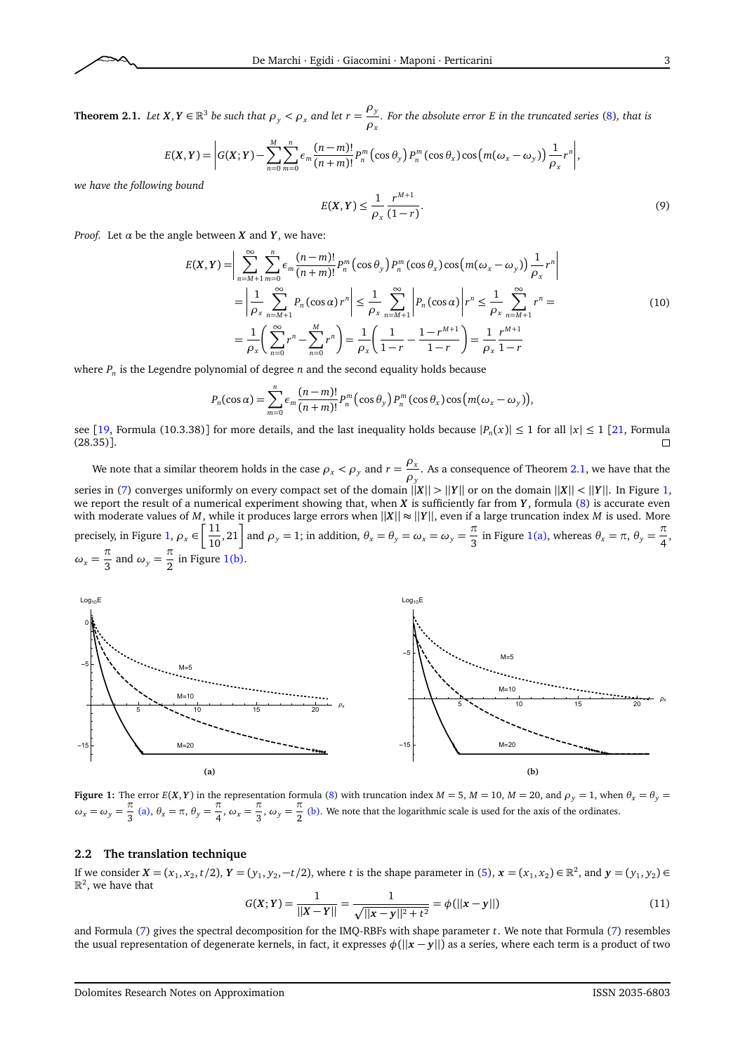**Theorem 2.1.** *Let $\boldsymbol{X}, \boldsymbol{Y} \in \mathbb{R}^3$ be such that $\rho_y < \rho_x$ and let $r = \dfrac{\rho_y}{\rho_x}$. For the absolute error $E$ in the truncated series (8), that is*

$$E(\boldsymbol{X},\boldsymbol{Y}) = \left| G(\boldsymbol{X};\boldsymbol{Y}) - \sum_{n=0}^{M}\sum_{m=0}^{n} \epsilon_m \frac{(n-m)!}{(n+m)!} P_n^m\left(\cos\theta_y\right) P_n^m\left(\cos\theta_x\right)\cos\left(m(\omega_x-\omega_y)\right)\frac{1}{\rho_x} r^n \right|,$$

*we have the following bound*

$$E(\boldsymbol{X},\boldsymbol{Y}) \leq \frac{1}{\rho_x}\frac{r^{M+1}}{(1-r)}. \tag{9}$$

*Proof.* Let $\alpha$ be the angle between $\boldsymbol{X}$ and $\boldsymbol{Y}$, we have:

$$\begin{aligned}
E(\boldsymbol{X},\boldsymbol{Y}) &= \left| \sum_{n=M+1}^{\infty}\sum_{m=0}^{n} \epsilon_m \frac{(n-m)!}{(n+m)!} P_n^m\left(\cos\theta_y\right) P_n^m\left(\cos\theta_x\right)\cos\left(m(\omega_x-\omega_y)\right)\frac{1}{\rho_x} r^n \right| \\
&= \left| \frac{1}{\rho_x}\sum_{n=M+1}^{\infty} P_n\left(\cos\alpha\right) r^n \right| \leq \frac{1}{\rho_x}\sum_{n=M+1}^{\infty} \left|P_n\left(\cos\alpha\right)\right| r^n \leq \frac{1}{\rho_x}\sum_{n=M+1}^{\infty} r^n = \\
&= \frac{1}{\rho_x}\left(\sum_{n=0}^{\infty} r^n - \sum_{n=0}^{M} r^n\right) = \frac{1}{\rho_x}\left(\frac{1}{1-r} - \frac{1-r^{M+1}}{1-r}\right) = \frac{1}{\rho_x}\frac{r^{M+1}}{1-r}
\end{aligned} \tag{10}$$

where $P_n$ is the Legendre polynomial of degree $n$ and the second equality holds because

$$P_n(\cos\alpha) = \sum_{m=0}^{n} \epsilon_m \frac{(n-m)!}{(n+m)!} P_n^m\left(\cos\theta_y\right) P_n^m\left(\cos\theta_x\right)\cos\left(m(\omega_x-\omega_y)\right),$$

see [19, Formula (10.3.38)] for more details, and the last inequality holds because $|P_n(x)| \leq 1$ for all $|x| \leq 1$ [21, Formula (28.35)]. ☐

We note that a similar theorem holds in the case $\rho_x < \rho_y$ and $r = \dfrac{\rho_x}{\rho_y}$. As a consequence of Theorem 2.1, we have that the series in (7) converges uniformly on every compact set of the domain $||\boldsymbol{X}|| > ||\boldsymbol{Y}||$ or on the domain $||\boldsymbol{X}|| < ||\boldsymbol{Y}||$. In Figure 1, we report the result of a numerical experiment showing that, when $\boldsymbol{X}$ is sufficiently far from $\boldsymbol{Y}$, formula (8) is accurate even with moderate values of $M$, while it produces large errors when $||\boldsymbol{X}|| \approx ||\boldsymbol{Y}||$, even if a large truncation index $M$ is used. More precisely, in Figure 1, $\rho_x \in \left[\dfrac{11}{10}, 21\right]$ and $\rho_y = 1$; in addition, $\theta_x = \theta_y = \omega_x = \omega_y = \dfrac{\pi}{3}$ in Figure 1(a), whereas $\theta_x = \pi$, $\theta_y = \dfrac{\pi}{4}$, $\omega_x = \dfrac{\pi}{3}$ and $\omega_y = \dfrac{\pi}{2}$ in Figure 1(b).

**Figure 1:** The error $E(\boldsymbol{X},\boldsymbol{Y})$ in the representation formula (8) with truncation index $M = 5$, $M = 10$, $M = 20$, and $\rho_y = 1$, when $\theta_x = \theta_y = \omega_x = \omega_y = \frac{\pi}{3}$ (a), $\theta_x = \pi$, $\theta_y = \frac{\pi}{4}$, $\omega_x = \frac{\pi}{3}$, $\omega_y = \frac{\pi}{2}$ (b). We note that the logarithmic scale is used for the axis of the ordinates.

## 2.2 The translation technique

If we consider $\boldsymbol{X} = (x_1, x_2, t/2)$, $\boldsymbol{Y} = (y_1, y_2, -t/2)$, where $t$ is the shape parameter in (5), $\boldsymbol{x} = (x_1, x_2) \in \mathbb{R}^2$, and $\boldsymbol{y} = (y_1, y_2) \in \mathbb{R}^2$, we have that

$$G(\boldsymbol{X};\boldsymbol{Y}) = \frac{1}{||\boldsymbol{X}-\boldsymbol{Y}||} = \frac{1}{\sqrt{||\boldsymbol{x}-\boldsymbol{y}||^2 + t^2}} = \phi(||\boldsymbol{x}-\boldsymbol{y}||) \tag{11}$$

and Formula (7) gives the spectral decomposition for the IMQ-RBFs with shape parameter $t$. We note that Formula (7) resembles the usual representation of degenerate kernels, in fact, it expresses $\phi(||\boldsymbol{x}-\boldsymbol{y}||)$ as a series, where each term is a product of two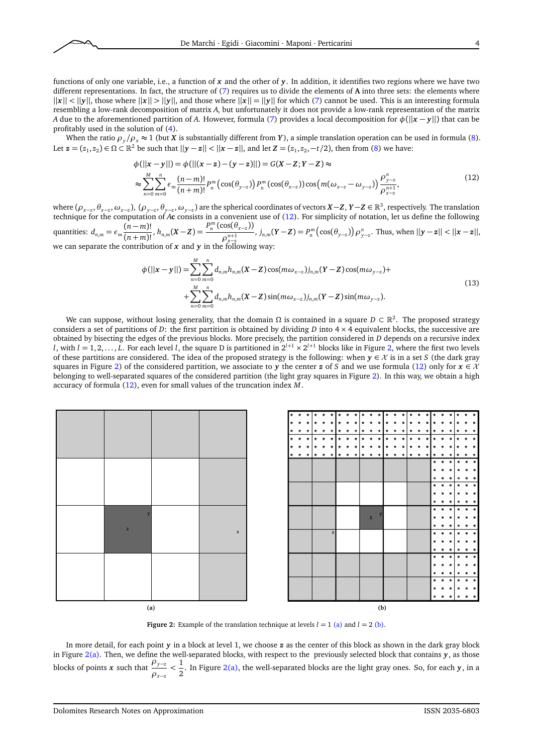functions of only one variable, i.e., a function of $\boldsymbol{x}$ and the other of $\boldsymbol{y}$. In addition, it identifies two regions where we have two different representations. In fact, the structure of (7) requires us to divide the elements of $\mathbf{A}$ into three sets: the elements where $||\boldsymbol{x}|| < ||\boldsymbol{y}||$, those where $||\boldsymbol{x}|| > ||\boldsymbol{y}||$, and those where $||\boldsymbol{x}|| = ||\boldsymbol{y}||$ for which (7) cannot be used. This is an interesting formula resembling a low-rank decomposition of matrix $A$, but unfortunately it does not provide a low-rank representation of the matrix $A$ due to the aforementioned partition of $A$. However, formula (7) provides a local decomposition for $\phi(||\boldsymbol{x}-\boldsymbol{y}||)$ that can be profitably used in the solution of (4).

When the ratio $\rho_y/\rho_x \approx 1$ (but $\boldsymbol{X}$ is substantially different from $\boldsymbol{Y}$), a simple translation operation can be used in formula (8). Let $\boldsymbol{z} = (z_1, z_2) \in \Omega \subset \mathbb{R}^2$ be such that $||\boldsymbol{y}-\boldsymbol{z}|| < ||\boldsymbol{x}-\boldsymbol{z}||$, and let $\boldsymbol{Z} = (z_1, z_2, -t/2)$, then from (8) we have:

$$
\begin{aligned}
\phi(||\boldsymbol{x}-\boldsymbol{y}||) &= \phi(||(\boldsymbol{x}-\boldsymbol{z})-(\boldsymbol{y}-\boldsymbol{z})||) = G(\boldsymbol{X}-\boldsymbol{Z}; \boldsymbol{Y}-\boldsymbol{Z}) \approx \\
&\approx \sum_{n=0}^{M}\sum_{m=0}^{n} \epsilon_m \frac{(n-m)!}{(n+m)!} P_n^m\left(\cos(\theta_{y-z})\right) P_n^m(\cos(\theta_{x-z}))\cos\left(m(\omega_{x-z}-\omega_{y-z})\right)\frac{\rho_{y-z}^n}{\rho_{x-z}^{n+1}},
\end{aligned}
\tag{12}
$$

where $(\rho_{x-z}, \theta_{x-z}, \omega_{x-z})$, $(\rho_{y-z}, \theta_{y-z}, \omega_{y-z})$ are the spherical coordinates of vectors $\boldsymbol{X}-\boldsymbol{Z}$, $\boldsymbol{Y}-\boldsymbol{Z} \in \mathbb{R}^3$, respectively. The translation technique for the computation of $A\mathbf{c}$ consists in a convenient use of (12). For simplicity of notation, let us define the following quantities: $d_{n,m} = \epsilon_m \dfrac{(n-m)!}{(n+m)!}$, $h_{n,m}(\boldsymbol{X}-\boldsymbol{Z}) = \dfrac{P_n^m(\cos(\theta_{x-z}))}{\rho_{x-z}^{n+1}}$, $j_{n,m}(\boldsymbol{Y}-\boldsymbol{Z}) = P_n^m\left(\cos(\theta_{y-z})\right)\rho_{y-z}^n$. Thus, when $||\boldsymbol{y}-\boldsymbol{z}|| < ||\boldsymbol{x}-\boldsymbol{z}||$, we can separate the contribution of $\boldsymbol{x}$ and $\boldsymbol{y}$ in the following way:

$$
\begin{aligned}
\phi(||\boldsymbol{x}-\boldsymbol{y}||) = &\sum_{n=0}^{M}\sum_{m=0}^{n} d_{n,m} h_{n,m}(\boldsymbol{X}-\boldsymbol{Z})\cos(m\omega_{x-z}) j_{n,m}(\boldsymbol{Y}-\boldsymbol{Z})\cos(m\omega_{y-z}) + \\
+ &\sum_{n=0}^{M}\sum_{m=0}^{n} d_{n,m} h_{n,m}(\boldsymbol{X}-\boldsymbol{Z})\sin(m\omega_{x-z}) j_{n,m}(\boldsymbol{Y}-\boldsymbol{Z})\sin(m\omega_{y-z}).
\end{aligned}
\tag{13}
$$

We can suppose, without losing generality, that the domain $\Omega$ is contained in a square $D \subset \mathbb{R}^2$. The proposed strategy considers a set of partitions of $D$: the first partition is obtained by dividing $D$ into $4\times 4$ equivalent blocks, the successive are obtained by bisecting the edges of the previous blocks. More precisely, the partition considered in $D$ depends on a recursive index $l$, with $l = 1, 2, \ldots, L$. For each level $l$, the square D is partitioned in $2^{l+1} \times 2^{l+1}$ blocks like in Figure 2, where the first two levels of these partitions are considered. The idea of the proposed strategy is the following: when $\boldsymbol{y} \in \mathcal{X}$ is in a set $S$ (the dark gray squares in Figure 2) of the considered partition, we associate to $\boldsymbol{y}$ the center $\boldsymbol{z}$ of $S$ and we use formula (12) only for $\boldsymbol{x} \in \mathcal{X}$ belonging to well-separated squares of the considered partition (the light gray squares in Figure 2). In this way, we obtain a high accuracy of formula (12), even for small values of the truncation index $M$.

(a) (b)

**Figure 2:** Example of the translation technique at levels $l = 1$ (a) and $l = 2$ (b).

In more detail, for each point $\boldsymbol{y}$ in a block at level 1, we choose $\boldsymbol{z}$ as the center of this block as shown in the dark gray block in Figure 2(a). Then, we define the well-separated blocks, with respect to the previously selected block that contains $\boldsymbol{y}$, as those blocks of points $\boldsymbol{x}$ such that $\dfrac{\rho_{y-z}}{\rho_{x-z}} < \dfrac{1}{2}$. In Figure 2(a), the well-separated blocks are the light gray ones. So, for each $\boldsymbol{y}$, in a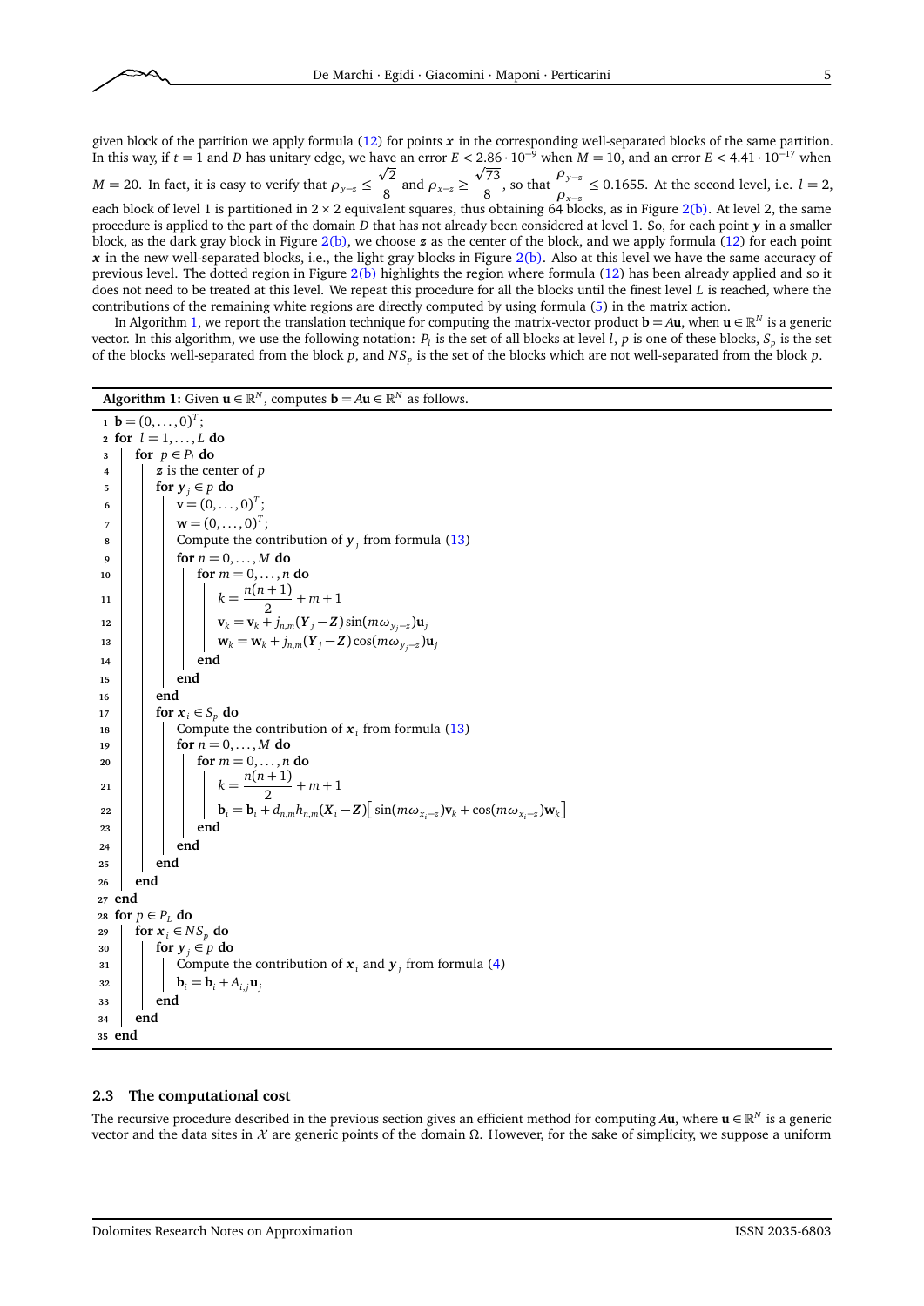given block of the partition we apply formula (12) for points $\boldsymbol{x}$ in the corresponding well-separated blocks of the same partition. In this way, if $t = 1$ and $D$ has unitary edge, we have an error $E < 2.86 \cdot 10^{-9}$ when $M = 10$, and an error $E < 4.41 \cdot 10^{-17}$ when $M = 20$. In fact, it is easy to verify that $\rho_{y-z} \leq \frac{\sqrt{2}}{8}$ and $\rho_{x-z} \geq \frac{\sqrt{73}}{8}$, so that $\frac{\rho_{y-z}}{\rho_{x-z}} \leq 0.1655$. At the second level, i.e. $l = 2$, each block of level 1 is partitioned in $2 \times 2$ equivalent squares, thus obtaining 64 blocks, as in Figure 2(b). At level 2, the same procedure is applied to the part of the domain $D$ that has not already been considered at level 1. So, for each point $\boldsymbol{y}$ in a smaller block, as the dark gray block in Figure 2(b), we choose $\boldsymbol{z}$ as the center of the block, and we apply formula (12) for each point $\boldsymbol{x}$ in the new well-separated blocks, i.e., the light gray blocks in Figure 2(b). Also at this level we have the same accuracy of previous level. The dotted region in Figure 2(b) highlights the region where formula (12) has been already applied and so it does not need to be treated at this level. We repeat this procedure for all the blocks until the finest level $L$ is reached, where the contributions of the remaining white regions are directly computed by using formula (5) in the matrix action.

In Algorithm 1, we report the translation technique for computing the matrix-vector product $\mathbf{b} = A\mathbf{u}$, when $\mathbf{u} \in \mathbb{R}^N$ is a generic vector. In this algorithm, we use the following notation: $P_l$ is the set of all blocks at level $l$, $p$ is one of these blocks, $S_p$ is the set of the blocks well-separated from the block $p$, and $NS_p$ is the set of the blocks which are not well-separated from the block $p$.

**Algorithm 1:** Given $\mathbf{u} \in \mathbb{R}^N$, computes $\mathbf{b} = A\mathbf{u} \in \mathbb{R}^N$ as follows.

```
1  b = (0,...,0)^T;
2  for l = 1,...,L do
3    for p ∈ P_l do
4      z is the center of p
5      for y_j ∈ p do
6        v = (0,...,0)^T;
7        w = (0,...,0)^T;
8        Compute the contribution of y_j from formula (13)
9        for n = 0,...,M do
10         for m = 0,...,n do
11           k = n(n+1)/2 + m + 1
12           v_k = v_k + j_{n,m}(Y_j − Z) sin(m ω_{y_j−z}) u_j
13           w_k = w_k + j_{n,m}(Y_j − Z) cos(m ω_{y_j−z}) u_j
14         end
15       end
16     end
17     for x_i ∈ S_p do
18       Compute the contribution of x_i from formula (13)
19       for n = 0,...,M do
20         for m = 0,...,n do
21           k = n(n+1)/2 + m + 1
22           b_i = b_i + d_{n,m} h_{n,m}(X_i − Z)[ sin(m ω_{x_i−z}) v_k + cos(m ω_{x_i−z}) w_k ]
23         end
24       end
25     end
26   end
27 end
28 for p ∈ P_L do
29   for x_i ∈ NS_p do
30     for y_j ∈ p do
31       Compute the contribution of x_i and y_j from formula (4)
32       b_i = b_i + A_{i,j} u_j
33     end
34   end
35 end
```

### 2.3 The computational cost

The recursive procedure described in the previous section gives an efficient method for computing $A\mathbf{u}$, where $\mathbf{u} \in \mathbb{R}^N$ is a generic vector and the data sites in $\mathcal{X}$ are generic points of the domain $\Omega$. However, for the sake of simplicity, we suppose a uniform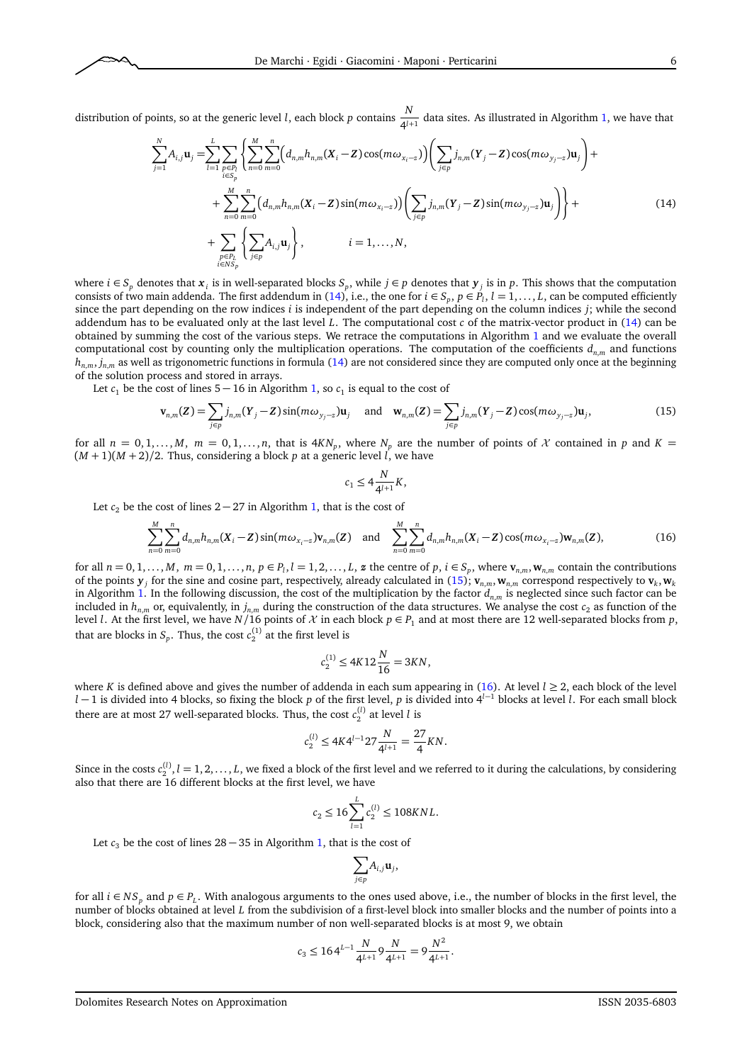distribution of points, so at the generic level $l$, each block $p$ contains $\dfrac{N}{4^{l+1}}$ data sites. As illustrated in Algorithm 1, we have that

$$
\begin{aligned}
\sum_{j=1}^{N} A_{i,j}\mathbf{u}_j =& \sum_{l=1}^{L}\sum_{\substack{p\in P_l\\ i\in S_p}} \left\{ \sum_{n=0}^{M}\sum_{m=0}^{n}\Big(d_{n,m}h_{n,m}(\boldsymbol{X}_i-\boldsymbol{Z})\cos(m\omega_{x_i-z})\Big)\left(\sum_{j\in p} j_{n,m}(\boldsymbol{Y}_j-\boldsymbol{Z})\cos(m\omega_{y_j-z})\mathbf{u}_j\right) + \right.\\
&\left. + \sum_{n=0}^{M}\sum_{m=0}^{n}\Big(d_{n,m}h_{n,m}(\boldsymbol{X}_i-\boldsymbol{Z})\sin(m\omega_{x_i-z})\Big)\left(\sum_{j\in p} j_{n,m}(\boldsymbol{Y}_j-\boldsymbol{Z})\sin(m\omega_{y_j-z})\mathbf{u}_j\right)\right\} + \qquad (14)\\
&+ \sum_{\substack{p\in P_L\\ i\in NS_p}} \left\{\sum_{j\in p} A_{i,j}\mathbf{u}_j\right\}, \qquad\qquad i=1,\ldots,N,
\end{aligned}
$$

where $i \in S_p$ denotes that $\boldsymbol{x}_i$ is in well-separated blocks $S_p$, while $j \in p$ denotes that $\boldsymbol{y}_j$ is in $p$. This shows that the computation consists of two main addenda. The first addendum in (14), i.e., the one for $i \in S_p$, $p \in P_l$, $l = 1,\ldots,L$, can be computed efficiently since the part depending on the row indices $i$ is independent of the part depending on the column indices $j$; while the second addendum has to be evaluated only at the last level $L$. The computational cost $c$ of the matrix-vector product in (14) can be obtained by summing the cost of the various steps. We retrace the computations in Algorithm 1 and we evaluate the overall computational cost by counting only the multiplication operations. The computation of the coefficients $d_{n,m}$ and functions $h_{n,m}, j_{n,m}$ as well as trigonometric functions in formula (14) are not considered since they are computed only once at the beginning of the solution process and stored in arrays.

Let $c_1$ be the cost of lines $5-16$ in Algorithm 1, so $c_1$ is equal to the cost of

$$
\mathbf{v}_{n,m}(\boldsymbol{Z}) = \sum_{j\in p} j_{n,m}(\boldsymbol{Y}_j-\boldsymbol{Z})\sin(m\omega_{y_j-z})\mathbf{u}_j \quad\text{and}\quad \mathbf{w}_{n,m}(\boldsymbol{Z}) = \sum_{j\in p} j_{n,m}(\boldsymbol{Y}_j-\boldsymbol{Z})\cos(m\omega_{y_j-z})\mathbf{u}_j, \qquad (15)
$$

for all $n = 0,1,\ldots,M$, $m = 0,1,\ldots,n$, that is $4KN_p$, where $N_p$ are the number of points of $\mathcal{X}$ contained in $p$ and $K = (M+1)(M+2)/2$. Thus, considering a block $p$ at a generic level $l$, we have

$$
c_1 \le 4\frac{N}{4^{l+1}}K,
$$

Let $c_2$ be the cost of lines $2-27$ in Algorithm 1, that is the cost of

$$
\sum_{n=0}^{M}\sum_{m=0}^{n} d_{n,m}h_{n,m}(\boldsymbol{X}_i-\boldsymbol{Z})\sin(m\omega_{x_i-z})\mathbf{v}_{n,m}(\boldsymbol{Z}) \quad\text{and}\quad \sum_{n=0}^{M}\sum_{m=0}^{n} d_{n,m}h_{n,m}(\boldsymbol{X}_i-\boldsymbol{Z})\cos(m\omega_{x_i-z})\mathbf{w}_{n,m}(\boldsymbol{Z}), \qquad (16)
$$

for all $n = 0,1,\ldots,M$, $m = 0,1,\ldots,n$, $p \in P_l, l = 1,2,\ldots,L$, $\boldsymbol{z}$ the centre of $p$, $i \in S_p$, where $\mathbf{v}_{n,m}, \mathbf{w}_{n,m}$ contain the contributions of the points $\boldsymbol{y}_j$ for the sine and cosine part, respectively, already calculated in (15); $\mathbf{v}_{n,m}, \mathbf{w}_{n,m}$ correspond respectively to $\mathbf{v}_k, \mathbf{w}_k$ in Algorithm 1. In the following discussion, the cost of the multiplication by the factor $d_{n,m}$ is neglected since such factor can be included in $h_{n,m}$ or, equivalently, in $j_{n,m}$ during the construction of the data structures. We analyse the cost $c_2$ as function of the level $l$. At the first level, we have $N/16$ points of $\mathcal{X}$ in each block $p \in P_1$ and at most there are 12 well-separated blocks from $p$, that are blocks in $S_p$. Thus, the cost $c_2^{(1)}$ at the first level is

$$
c_2^{(1)} \le 4K12\frac{N}{16} = 3KN,
$$

where $K$ is defined above and gives the number of addenda in each sum appearing in (16). At level $l \ge 2$, each block of the level $l-1$ is divided into 4 blocks, so fixing the block $p$ of the first level, $p$ is divided into $4^{l-1}$ blocks at level $l$. For each small block there are at most 27 well-separated blocks. Thus, the cost $c_2^{(l)}$ at level $l$ is

$$
c_2^{(l)} \le 4K4^{l-1}27\frac{N}{4^{l+1}} = \frac{27}{4}KN.
$$

Since in the costs $c_2^{(l)}, l = 1,2,\ldots,L$, we fixed a block of the first level and we referred to it during the calculations, by considering also that there are 16 different blocks at the first level, we have

$$
c_2 \le 16\sum_{l=1}^{L} c_2^{(l)} \le 108KNL.
$$

Let $c_3$ be the cost of lines $28-35$ in Algorithm 1, that is the cost of

$$
\sum_{j\in p} A_{i,j}\mathbf{u}_j,
$$

for all $i \in NS_p$ and $p \in P_L$. With analogous arguments to the ones used above, i.e., the number of blocks in the first level, the number of blocks obtained at level $L$ from the subdivision of a first-level block into smaller blocks and the number of points into a block, considering also that the maximum number of non well-separated blocks is at most 9, we obtain

$$
c_3 \le 16\,4^{L-1}\frac{N}{4^{L+1}}9\frac{N}{4^{L+1}} = 9\frac{N^2}{4^{L+1}}.
$$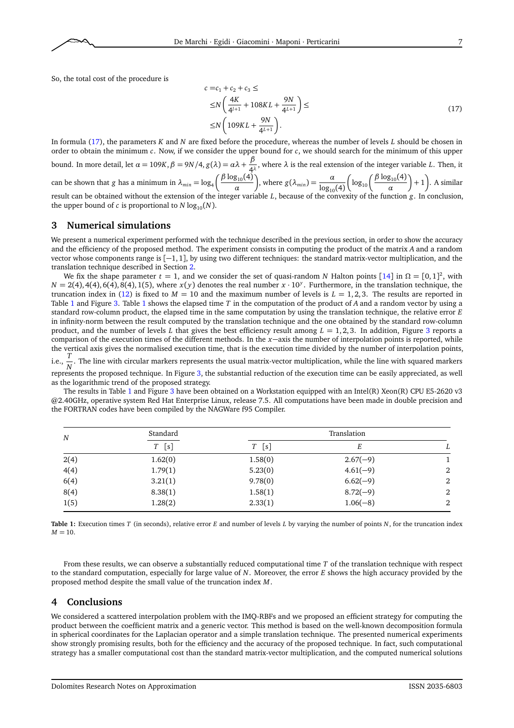So, the total cost of the procedure is

$$
\begin{aligned}
c =& c_1 + c_2 + c_3 \leq \\
\leq & N\left(\frac{4K}{4^{l+1}} + 108KL + \frac{9N}{4^{L+1}}\right) \leq \\
\leq & N\left(109KL + \frac{9N}{4^{L+1}}\right).
\end{aligned}
\tag{17}
$$

In formula (17), the parameters $K$ and $N$ are fixed before the procedure, whereas the number of levels $L$ should be chosen in order to obtain the minimum $c$. Now, if we consider the upper bound for $c$, we should search for the minimum of this upper bound. In more detail, let $\alpha = 109K, \beta = 9N/4, g(\lambda) = \alpha\lambda + \frac{\beta}{4^\lambda}$, where $\lambda$ is the real extension of the integer variable $L$. Then, it can be shown that $g$ has a minimum in $\lambda_{min} = \log_4\left(\frac{\beta \log_{10}(4)}{\alpha}\right)$, where $g(\lambda_{min}) = \frac{\alpha}{\log_{10}(4)}\left(\log_{10}\left(\frac{\beta\log_{10}(4)}{\alpha}\right) + 1\right)$. A similar result can be obtained without the extension of the integer variable $L$, because of the convexity of the function $g$. In conclusion, the upper bound of $c$ is proportional to $N\log_{10}(N)$.

## 3 Numerical simulations

We present a numerical experiment performed with the technique described in the previous section, in order to show the accuracy and the efficiency of the proposed method. The experiment consists in computing the product of the matrix $A$ and a random vector whose components range is $[-1,1]$, by using two different techniques: the standard matrix-vector multiplication, and the translation technique described in Section 2.

We fix the shape parameter $t = 1$, and we consider the set of quasi-random $N$ Halton points [14] in $\Omega = [0,1]^2$, with $N = 2(4), 4(4), 6(4), 8(4), 1(5)$, where $x(y)$ denotes the real number $x \cdot 10^y$. Furthermore, in the translation technique, the truncation index in (12) is fixed to $M = 10$ and the maximum number of levels is $L = 1,2,3$. The results are reported in Table 1 and Figure 3. Table 1 shows the elapsed time $T$ in the computation of the product of $A$ and a random vector by using a standard row-column product, the elapsed time in the same computation by using the translation technique, the relative error $E$ in infinity-norm between the result computed by the translation technique and the one obtained by the standard row-column product, and the number of levels $L$ that gives the best efficiency result among $L = 1,2,3$. In addition, Figure 3 reports a comparison of the execution times of the different methods. In the $x$−axis the number of interpolation points is reported, while the vertical axis gives the normalised execution time, that is the execution time divided by the number of interpolation points, i.e., $\frac{T}{N}$. The line with circular markers represents the usual matrix-vector multiplication, while the line with squared markers represents the proposed technique. In Figure 3, the substantial reduction of the execution time can be easily appreciated, as well as the logarithmic trend of the proposed strategy.

The results in Table 1 and Figure 3 have been obtained on a Workstation equipped with an Intel(R) Xeon(R) CPU E5-2620 v3 @2.40GHz, operative system Red Hat Enterprise Linux, release 7.5. All computations have been made in double precision and the FORTRAN codes have been compiled by the NAGWare f95 Compiler.

| $N$ | Standard | Translation | | |
|---|---|---|---|---|
| | $T$ [s] | $T$ [s] | $E$ | $L$ |
| 2(4) | 1.62(0) | 1.58(0) | 2.67(−9) | 1 |
| 4(4) | 1.79(1) | 5.23(0) | 4.61(−9) | 2 |
| 6(4) | 3.21(1) | 9.78(0) | 6.62(−9) | 2 |
| 8(4) | 8.38(1) | 1.58(1) | 8.72(−9) | 2 |
| 1(5) | 1.28(2) | 2.33(1) | 1.06(−8) | 2 |

**Table 1:** Execution times $T$ (in seconds), relative error $E$ and number of levels $L$ by varying the number of points $N$, for the truncation index $M = 10$.

From these results, we can observe a substantially reduced computational time $T$ of the translation technique with respect to the standard computation, especially for large value of $N$. Moreover, the error $E$ shows the high accuracy provided by the proposed method despite the small value of the truncation index $M$.

## 4 Conclusions

We considered a scattered interpolation problem with the IMQ-RBFs and we proposed an efficient strategy for computing the product between the coefficient matrix and a generic vector. This method is based on the well-known decomposition formula in spherical coordinates for the Laplacian operator and a simple translation technique. The presented numerical experiments show strongly promising results, both for the efficiency and the accuracy of the proposed technique. In fact, such computational strategy has a smaller computational cost than the standard matrix-vector multiplication, and the computed numerical solutions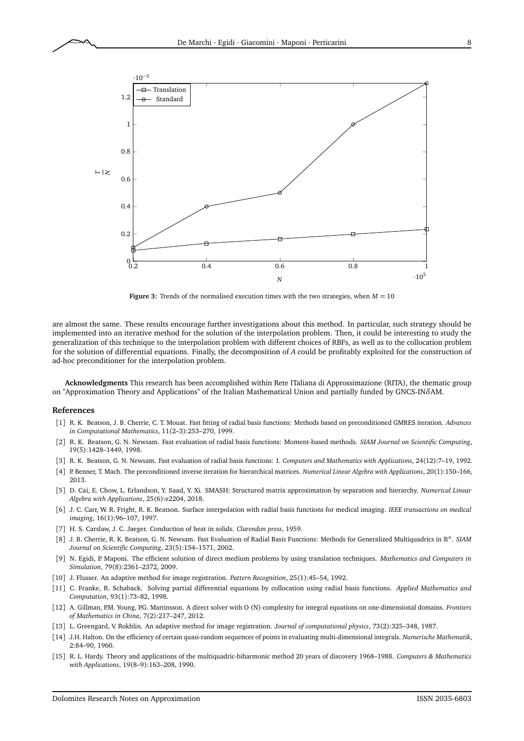**Figure 3:** Trends of the normalised execution times with the two strategies, when $M = 10$

are almost the same. These results encourage further investigations about this method. In particular, such strategy should be implemented into an iterative method for the solution of the interpolation problem. Then, it could be interesting to study the generalization of this technique to the interpolation problem with different choices of RBFs, as well as to the collocation problem for the solution of differential equations. Finally, the decomposition of $A$ could be profitably exploited for the construction of ad-hoc preconditioner for the interpolation problem.

**Acknowledgments** This research has been accomplished within Rete ITaliana di Approssimazione (RITA), the thematic group on "Approximation Theory and Applications" of the Italian Mathematical Union and partially funded by GNCS-IN$\delta$AM.

## References

[1] R. K. Beatson, J. B. Cherrie, C. T. Mouat. Fast fitting of radial basis functions: Methods based on preconditioned GMRES iteration. *Advances in Computational Mathematics*, 11(2–3):253–270, 1999.

[2] R. K. Beatson, G. N. Newsam. Fast evaluation of radial basis functions: Moment-based methods. *SIAM Journal on Scientific Computing*, 19(5):1428–1449, 1998.

[3] R. K. Beatson, G. N. Newsam. Fast evaluation of radial basis functions: I. *Computers and Mathematics with Applications*, 24(12):7–19, 1992.

[4] P. Benner, T. Mach. The preconditioned inverse iteration for hierarchical matrices. *Numerical Linear Algebra with Applications*, 20(1):150–166, 2013.

[5] D. Cai, E. Chow, L. Erlandson, Y. Saad, Y. Xi. SMASH: Structured matrix approximation by separation and hierarchy. *Numerical Linear Algebra with Applications*, 25(6):e2204, 2018.

[6] J. C. Carr, W. R. Fright, R. K. Beatson. Surface interpolation with radial basis functions for medical imaging. *IEEE transactions on medical imaging*, 16(1):96–107, 1997.

[7] H. S. Carslaw, J. C. Jaeger. Conduction of heat in solids. *Clarendon press*, 1959.

[8] J. B. Cherrie, R. K. Beatson, G. N. Newsam. Fast Evaluation of Radial Basis Functions: Methods for Generalized Multiquadrics in $\mathbb{R}^n$. *SIAM Journal on Scientific Computing*, 23(5):154–1571, 2002.

[9] N. Egidi, P. Maponi. The efficient solution of direct medium problems by using translation techniques. *Mathematics and Computers in Simulation*, 79(8):2361–2372, 2009.

[10] J. Flusser. An adaptive method for image registration. *Pattern Recognition*, 25(1):45–54, 1992.

[11] C. Franke, R. Schaback. Solving partial differential equations by collocation using radial basis functions. *Applied Mathematics and Computation*, 93(1):73–82, 1998.

[12] A. Gillman, P.M. Young, P.G. Martinsson. A direct solver with O (N) complexity for integral equations on one-dimensional domains. *Frontiers of Mathematics in China*, 7(2):217–247, 2012.

[13] L. Greengard, V. Rokhlin. An adaptive method for image registration. *Journal of computational physics*, 73(2):325–348, 1987.

[14] J.H. Halton. On the efficiency of certain quasi-random sequences of points in evaluating multi-dimensional integrals. *Numerische Mathematik*, 2:84–90, 1960.

[15] R. L. Hardy. Theory and applications of the multiquadric-biharmonic method 20 years of discovery 1968–1988. *Computers & Mathematics with Applications*, 19(8–9):163–208, 1990.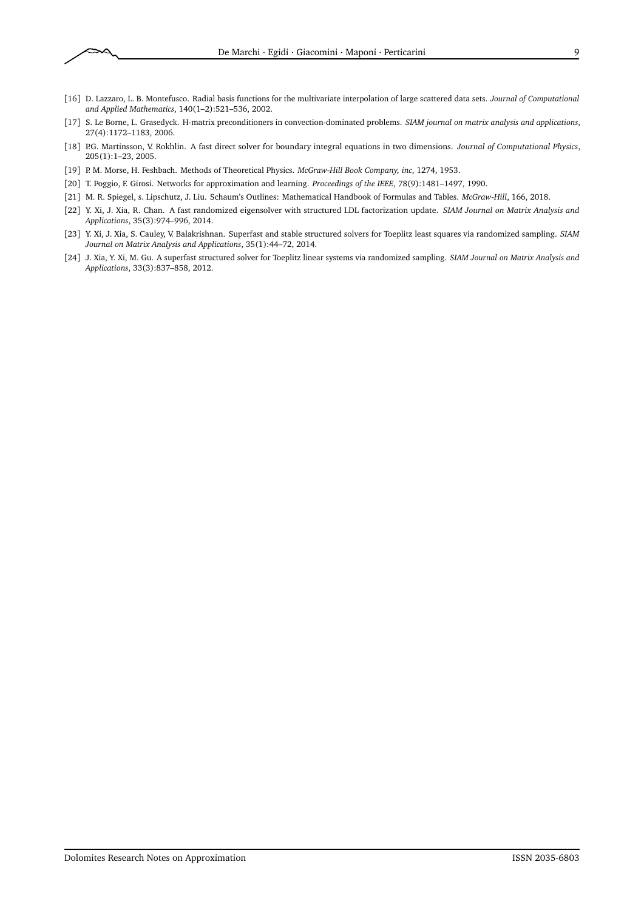[16] D. Lazzaro, L. B. Montefusco. Radial basis functions for the multivariate interpolation of large scattered data sets. *Journal of Computational and Applied Mathematics*, 140(1–2):521–536, 2002.

[17] S. Le Borne, L. Grasedyck. H-matrix preconditioners in convection-dominated problems. *SIAM journal on matrix analysis and applications*, 27(4):1172–1183, 2006.

[18] P.G. Martinsson, V. Rokhlin. A fast direct solver for boundary integral equations in two dimensions. *Journal of Computational Physics*, 205(1):1–23, 2005.

[19] P. M. Morse, H. Feshbach. Methods of Theoretical Physics. *McGraw-Hill Book Company, inc*, 1274, 1953.

[20] T. Poggio, F. Girosi. Networks for approximation and learning. *Proceedings of the IEEE*, 78(9):1481–1497, 1990.

[21] M. R. Spiegel, s. Lipschutz, J. Liu. Schaum's Outlines: Mathematical Handbook of Formulas and Tables. *McGraw-Hill*, 166, 2018.

[22] Y. Xi, J. Xia, R. Chan. A fast randomized eigensolver with structured LDL factorization update. *SIAM Journal on Matrix Analysis and Applications*, 35(3):974–996, 2014.

[23] Y. Xi, J. Xia, S. Cauley, V. Balakrishnan. Superfast and stable structured solvers for Toeplitz least squares via randomized sampling. *SIAM Journal on Matrix Analysis and Applications*, 35(1):44–72, 2014.

[24] J. Xia, Y. Xi, M. Gu. A superfast structured solver for Toeplitz linear systems via randomized sampling. *SIAM Journal on Matrix Analysis and Applications*, 33(3):837–858, 2012.